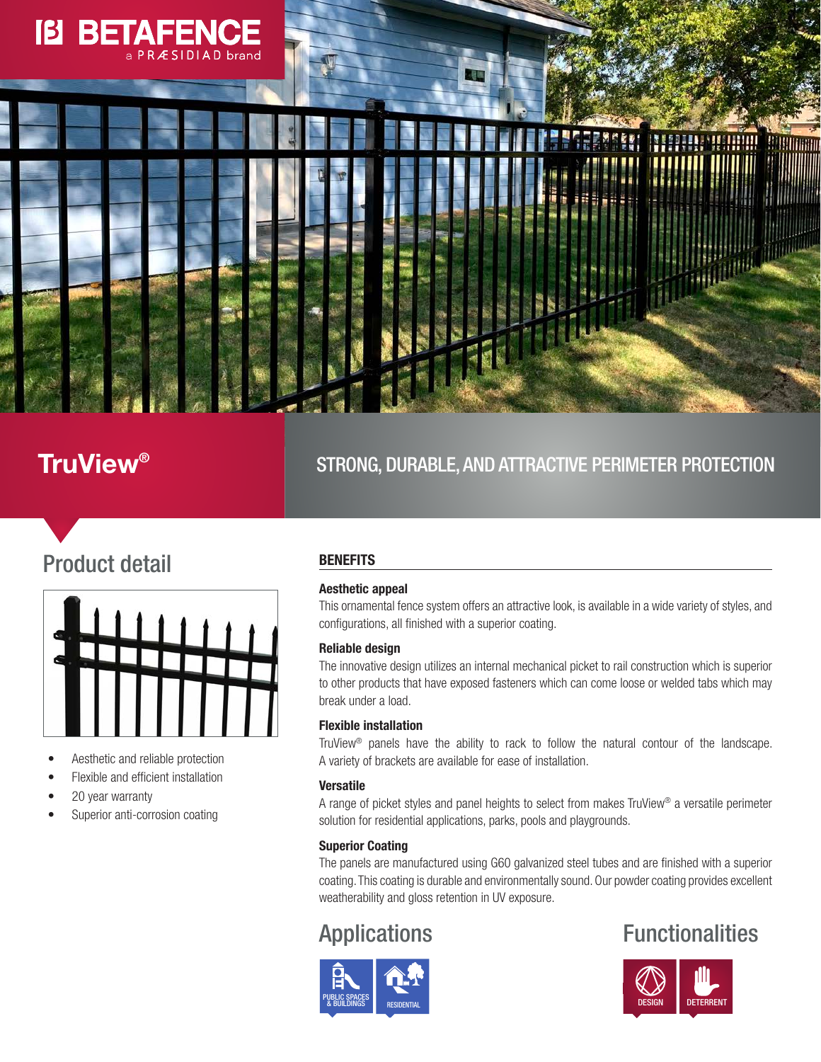BETAFENCE
a PRÆSIDIAD brand

# TruView®

STRONG, DURABLE, AND ATTRACTIVE PERIMETER PROTECTION

## Product detail

- Aesthetic and reliable protection
- Flexible and efficient installation
- 20 year warranty
- Superior anti-corrosion coating

## BENEFITS

### Aesthetic appeal

This ornamental fence system offers an attractive look, is available in a wide variety of styles, and configurations, all finished with a superior coating.

### Reliable design

The innovative design utilizes an internal mechanical picket to rail construction which is superior to other products that have exposed fasteners which can come loose or welded tabs which may break under a load.

### Flexible installation

TruView® panels have the ability to rack to follow the natural contour of the landscape. A variety of brackets are available for ease of installation.

### Versatile

A range of picket styles and panel heights to select from makes TruView® a versatile perimeter solution for residential applications, parks, pools and playgrounds.

### Superior Coating

The panels are manufactured using G60 galvanized steel tubes and are finished with a superior coating. This coating is durable and environmentally sound. Our powder coating provides excellent weatherability and gloss retention in UV exposure.

## Applications

PUBLIC SPACES & BUILDINGS
RESIDENTIAL

## Functionalities

DESIGN
DETERRENT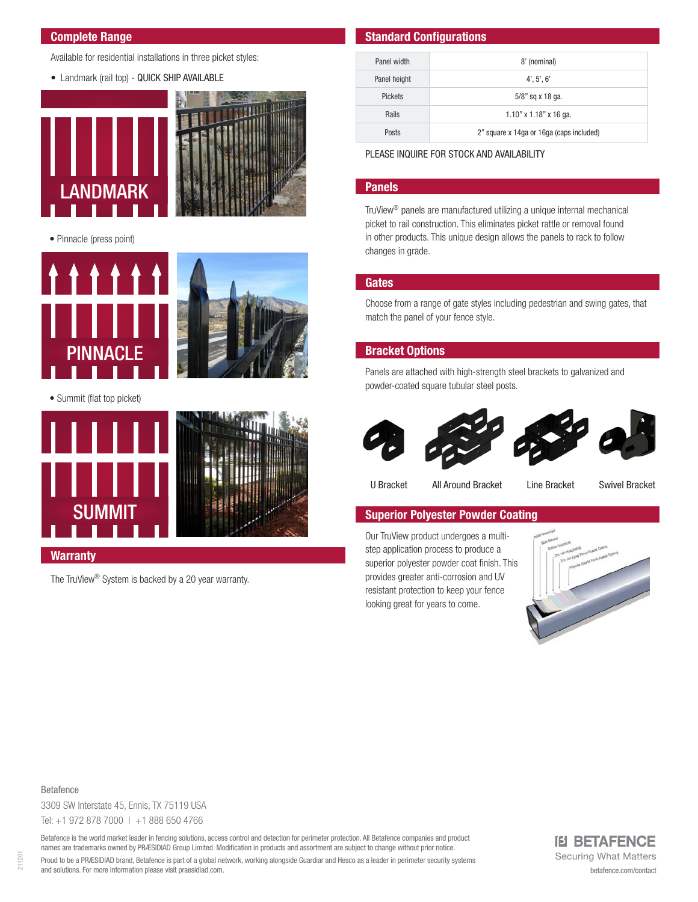## Complete Range

Available for residential installations in three picket styles:

- Landmark (rail top) - QUICK SHIP AVAILABLE

LANDMARK

- Pinnacle (press point)

PINNACLE

- Summit (flat top picket)

SUMMIT

## Warranty

The TruView® System is backed by a 20 year warranty.

## Standard Configurations

| | |
|---|---|
| Panel width | 8' (nominal) |
| Panel height | 4', 5', 6' |
| Pickets | 5/8" sq x 18 ga. |
| Rails | 1.10" x 1.18" x 16 ga. |
| Posts | 2" square x 14ga or 16ga (caps included) |

PLEASE INQUIRE FOR STOCK AND AVAILABILITY

## Panels

TruView® panels are manufactured utilizing a unique internal mechanical picket to rail construction. This eliminates picket rattle or removal found in other products. This unique design allows the panels to rack to follow changes in grade.

## Gates

Choose from a range of gate styles including pedestrian and swing gates, that match the panel of your fence style.

## Bracket Options

Panels are attached with high-strength steel brackets to galvanized and powder-coated square tubular steel posts.

U Bracket | All Around Bracket | Line Bracket | Swivel Bracket

## Superior Polyester Powder Coating

Our TruView product undergoes a multi-step application process to produce a superior polyester powder coat finish. This provides greater anti-corrosion and UV resistant protection to keep your fence looking great for years to come.

Betafence

3309 SW Interstate 45, Ennis, TX 75119 USA

Tel: +1 972 878 7000 | +1 888 650 4766

Betafence is the world market leader in fencing solutions, access control and detection for perimeter protection. All Betafence companies and product names are trademarks owned by PRÆSIDIAD Group Limited. Modification in products and assortment are subject to change without prior notice.

Proud to be a PRÆSIDIAD brand, Betafence is part of a global network, working alongside Guardian and Hesco as a leader in perimeter security systems and solutions. For more information please visit praesidiad.com.

BETAFENCE

Securing What Matters

betafence.com/contact

211201